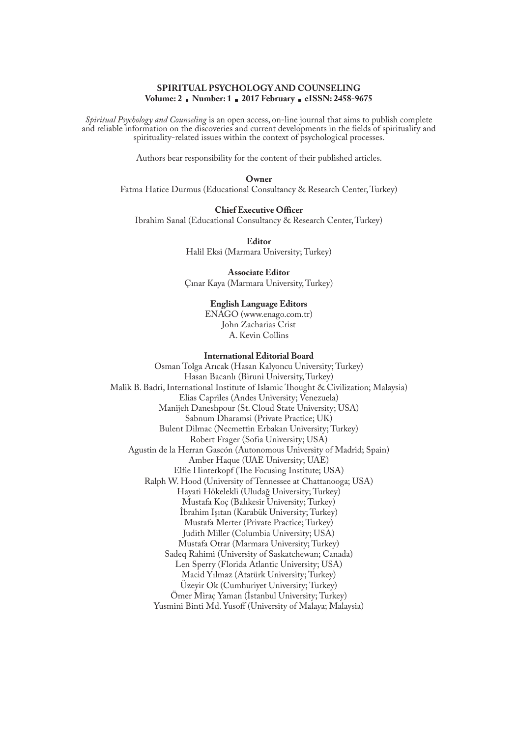**SPIRITUAL PSYCHOLOGY AND COUNSELING**
**Volume: 2 ▪ Number: 1 ▪ 2017 February ▪ eISSN: 2458-9675**

*Spiritual Psychology and Counseling* is an open access, on-line journal that aims to publish complete and reliable information on the discoveries and current developments in the fields of spirituality and spirituality-related issues within the context of psychological processes.

Authors bear responsibility for the content of their published articles.

**Owner**
Fatma Hatice Durmus (Educational Consultancy & Research Center, Turkey)

**Chief Executive Officer**
Ibrahim Sanal (Educational Consultancy & Research Center, Turkey)

**Editor**
Halil Eksi (Marmara University; Turkey)

**Associate Editor**
Çınar Kaya (Marmara University, Turkey)

**English Language Editors**
ENAGO (www.enago.com.tr)
John Zacharias Crist
A. Kevin Collins

**International Editorial Board**
Osman Tolga Arıcak (Hasan Kalyoncu University; Turkey)
Hasan Bacanlı (Biruni University, Turkey)
Malik B. Badri, International Institute of Islamic Thought & Civilization; Malaysia)
Elias Capriles (Andes University; Venezuela)
Manijeh Daneshpour (St. Cloud State University; USA)
Sabnum Dharamsi (Private Practice; UK)
Bulent Dilmac (Necmettin Erbakan University; Turkey)
Robert Frager (Sofia University; USA)
Agustin de la Herran Gascón (Autonomous University of Madrid; Spain)
Amber Haque (UAE University; UAE)
Elfie Hinterkopf (The Focusing Institute; USA)
Ralph W. Hood (University of Tennessee at Chattanooga; USA)
Hayati Hökelekli (Uludağ University; Turkey)
Mustafa Koç (Balıkesir University; Turkey)
İbrahim Işıtan (Karabük University; Turkey)
Mustafa Merter (Private Practice; Turkey)
Judith Miller (Columbia University; USA)
Mustafa Otrar (Marmara University; Turkey)
Sadeq Rahimi (University of Saskatchewan; Canada)
Len Sperry (Florida Atlantic University; USA)
Macid Yılmaz (Atatürk University; Turkey)
Üzeyir Ok (Cumhuriyet University; Turkey)
Ömer Miraç Yaman (İstanbul University; Turkey)
Yusmini Binti Md. Yusoff (University of Malaya; Malaysia)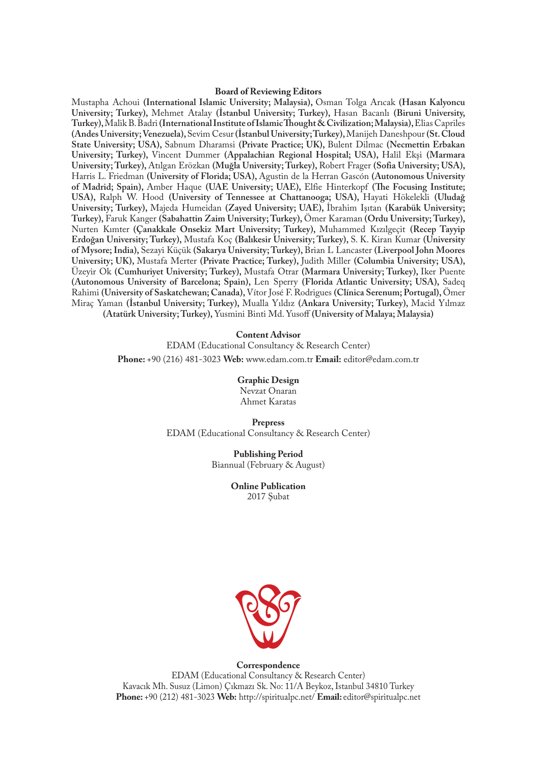**Board of Reviewing Editors**

Mustapha Achoui **(International Islamic University; Malaysia),** Osman Tolga Arıcak **(Hasan Kalyoncu University; Turkey),** Mehmet Atalay **(İstanbul University; Turkey),** Hasan Bacanlı **(Biruni University, Turkey),** Malik B. Badri **(International Institute of Islamic Thought & Civilization; Malaysia),** Elias Capriles **(Andes University; Venezuela),** Sevim Cesur **(İstanbul University; Turkey),** Manijeh Daneshpour **(St. Cloud State University; USA),** Sabnum Dharamsi **(Private Practice; UK),** Bulent Dilmac **(Necmettin Erbakan University; Turkey),** Vincent Dummer **(Appalachian Regional Hospital; USA),** Halil Ekşi **(Marmara University; Turkey),** Atılgan Erözkan **(Muğla University; Turkey),** Robert Frager **(Sofia University; USA),** Harris L. Friedman **(University of Florida; USA),** Agustin de la Herran Gascón **(Autonomous University of Madrid; Spain),** Amber Haque **(UAE University; UAE),** Elfie Hinterkopf **(The Focusing Institute; USA),** Ralph W. Hood **(University of Tennessee at Chattanooga; USA),** Hayati Hökelekli **(Uludağ University; Turkey),** Majeda Humeidan **(Zayed University; UAE),** İbrahim Işıtan **(Karabük University; Turkey),** Faruk Kanger **(Sabahattin Zaim University; Turkey),** Ömer Karaman **(Ordu University; Turkey),** Nurten Kımter **(Çanakkale Onsekiz Mart University; Turkey),** Muhammed Kızılgeçit **(Recep Tayyip Erdoğan University; Turkey),** Mustafa Koç **(Balıkesir University; Turkey),** S. K. Kiran Kumar **(University of Mysore; India),** Sezayi Küçük **(Sakarya University; Turkey),** Brian L Lancaster **(Liverpool John Moores University; UK),** Mustafa Merter **(Private Practice; Turkey),** Judith Miller **(Columbia University; USA),** Üzeyir Ok **(Cumhuriyet University; Turkey),** Mustafa Otrar **(Marmara University; Turkey),** Iker Puente **(Autonomous University of Barcelona; Spain),** Len Sperry **(Florida Atlantic University; USA),** Sadeq Rahimi **(University of Saskatchewan; Canada),** Vítor José F. Rodrigues **(Clínica Serenum; Portugal),** Ömer Miraç Yaman **(İstanbul University; Turkey),** Mualla Yıldız **(Ankara University; Turkey),** Macid Yılmaz **(Atatürk University; Turkey),** Yusmini Binti Md. Yusoff **(University of Malaya; Malaysia)**

**Content Advisor**

EDAM (Educational Consultancy & Research Center)

**Phone:** +90 (216) 481-3023 **Web:** www.edam.com.tr **Email:** editor@edam.com.tr

**Graphic Design**

Nevzat Onaran
Ahmet Karatas

**Prepress**

EDAM (Educational Consultancy & Research Center)

**Publishing Period**

Biannual (February & August)

**Online Publication**

2017 Şubat

**Correspondence**

EDAM (Educational Consultancy & Research Center)
Kavacık Mh. Susuz (Limon) Çıkmazı Sk. No: 11/A Beykoz, Istanbul 34810 Turkey
**Phone:** +90 (212) 481-3023 **Web:** http://spiritualpc.net/ **Email:** editor@spiritualpc.net